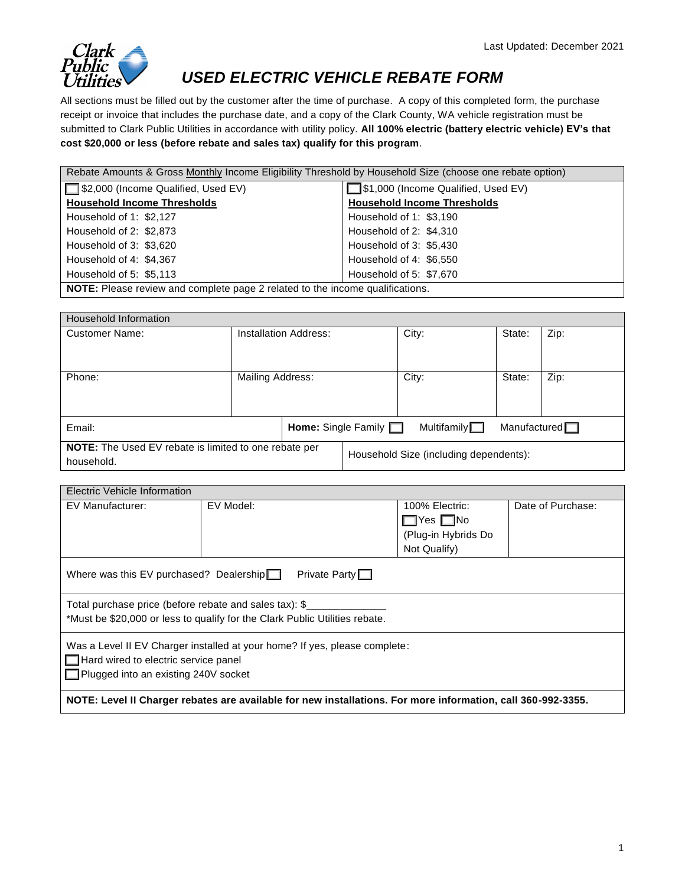Last Updated: December 2021

# USED ELECTRIC VEHICLE REBATE FORM

All sections must be filled out by the customer after the time of purchase. A copy of this completed form, the purchase receipt or invoice that includes the purchase date, and a copy of the Clark County, WA vehicle registration must be submitted to Clark Public Utilities in accordance with utility policy. **All 100% electric (battery electric vehicle) EV's that cost $20,000 or less (before rebate and sales tax) qualify for this program**.

| Rebate Amounts & Gross Monthly Income Eligibility Threshold by Household Size (choose one rebate option) | |
|---|---|
| ☐ $2,000 (Income Qualified, Used EV) | ☐ $1,000 (Income Qualified, Used EV) |
| **Household Income Thresholds** | **Household Income Thresholds** |
| Household of 1: $2,127 | Household of 1: $3,190 |
| Household of 2: $2,873 | Household of 2: $4,310 |
| Household of 3: $3,620 | Household of 3: $5,430 |
| Household of 4: $4,367 | Household of 4: $6,550 |
| Household of 5: $5,113 | Household of 5: $7,670 |
| **NOTE:** Please review and complete page 2 related to the income qualifications. | |

| Household Information | | | | |
|---|---|---|---|---|
| Customer Name: | Installation Address: | City: | State: | Zip: |
| Phone: | Mailing Address: | City: | State: | Zip: |
| Email: | **Home:** Single Family ☐ Multifamily ☐ Manufactured ☐ | | | |
| **NOTE:** The Used EV rebate is limited to one rebate per household. | Household Size (including dependents): | | | |

| Electric Vehicle Information | | | |
|---|---|---|---|
| EV Manufacturer: | EV Model: | 100% Electric: ☐ Yes ☐ No (Plug-in Hybrids Do Not Qualify) | Date of Purchase: |
| Where was this EV purchased? Dealership ☐ Private Party ☐ | | | |
| Total purchase price (before rebate and sales tax): $_____________ *Must be $20,000 or less to qualify for the Clark Public Utilities rebate. | | | |
| Was a Level II EV Charger installed at your home? If yes, please complete: ☐ Hard wired to electric service panel ☐ Plugged into an existing 240V socket | | | |
| **NOTE: Level II Charger rebates are available for new installations. For more information, call 360-992-3355.** | | | |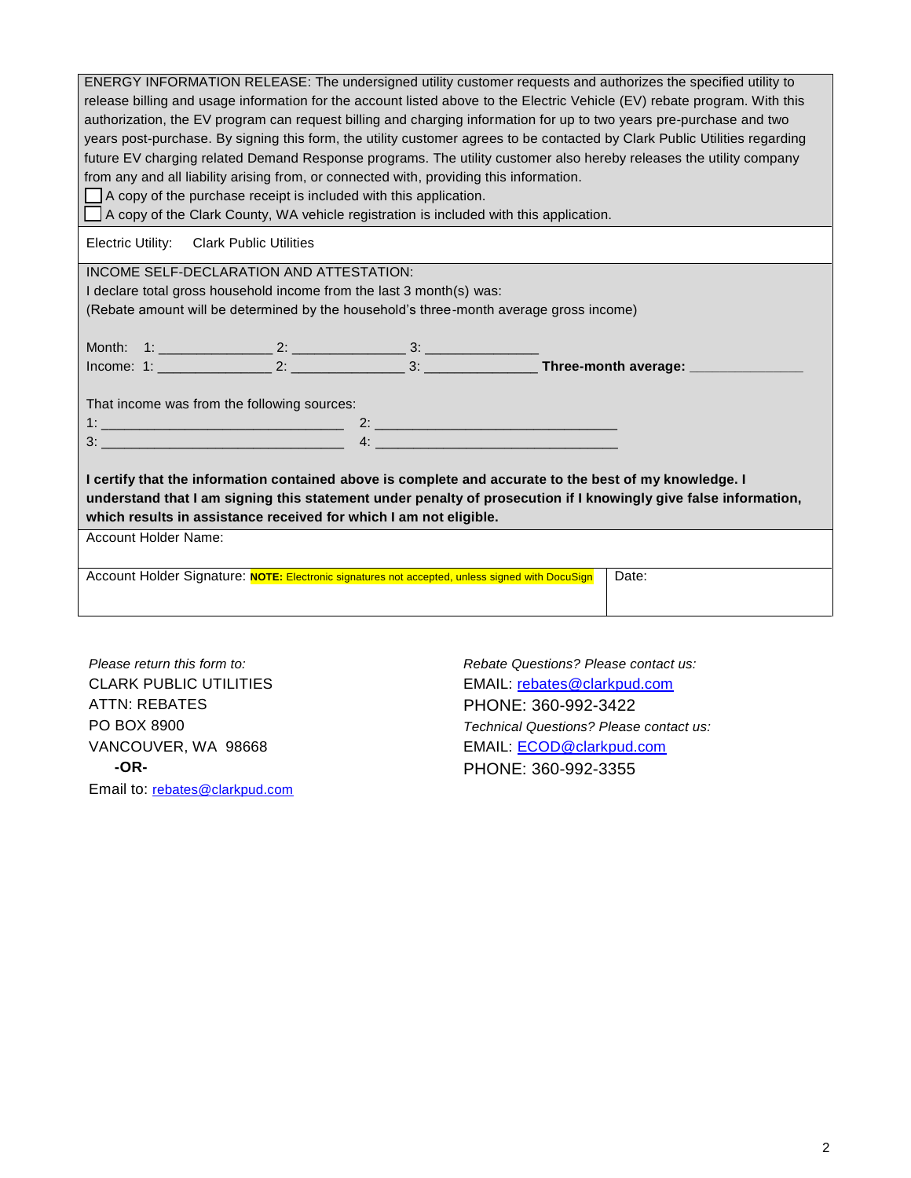ENERGY INFORMATION RELEASE: The undersigned utility customer requests and authorizes the specified utility to release billing and usage information for the account listed above to the Electric Vehicle (EV) rebate program. With this authorization, the EV program can request billing and charging information for up to two years pre-purchase and two years post-purchase. By signing this form, the utility customer agrees to be contacted by Clark Public Utilities regarding future EV charging related Demand Response programs. The utility customer also hereby releases the utility company from any and all liability arising from, or connected with, providing this information.

☐ A copy of the purchase receipt is included with this application.

☐ A copy of the Clark County, WA vehicle registration is included with this application.

Electric Utility: Clark Public Utilities

INCOME SELF-DECLARATION AND ATTESTATION:

I declare total gross household income from the last 3 month(s) was:

(Rebate amount will be determined by the household's three-month average gross income)

Month: 1: _______________ 2: _______________ 3: _______________

Income: 1: _______________ 2: _______________ 3: _______________ **Three-month average:** _______________

That income was from the following sources:

1: ________________________________ 2: ________________________________

3: ________________________________ 4: ________________________________

**I certify that the information contained above is complete and accurate to the best of my knowledge. I understand that I am signing this statement under penalty of prosecution if I knowingly give false information, which results in assistance received for which I am not eligible.**

Account Holder Name:

| Account Holder Signature: **NOTE:** Electronic signatures not accepted, unless signed with DocuSign | Date: |
|---|---|

*Please return this form to:*

CLARK PUBLIC UTILITIES
ATTN: REBATES
PO BOX 8900
VANCOUVER, WA 98668

**-OR-**

Email to: rebates@clarkpud.com

*Rebate Questions? Please contact us:*

EMAIL: rebates@clarkpud.com
PHONE: 360-992-3422

*Technical Questions? Please contact us:*

EMAIL: ECOD@clarkpud.com
PHONE: 360-992-3355